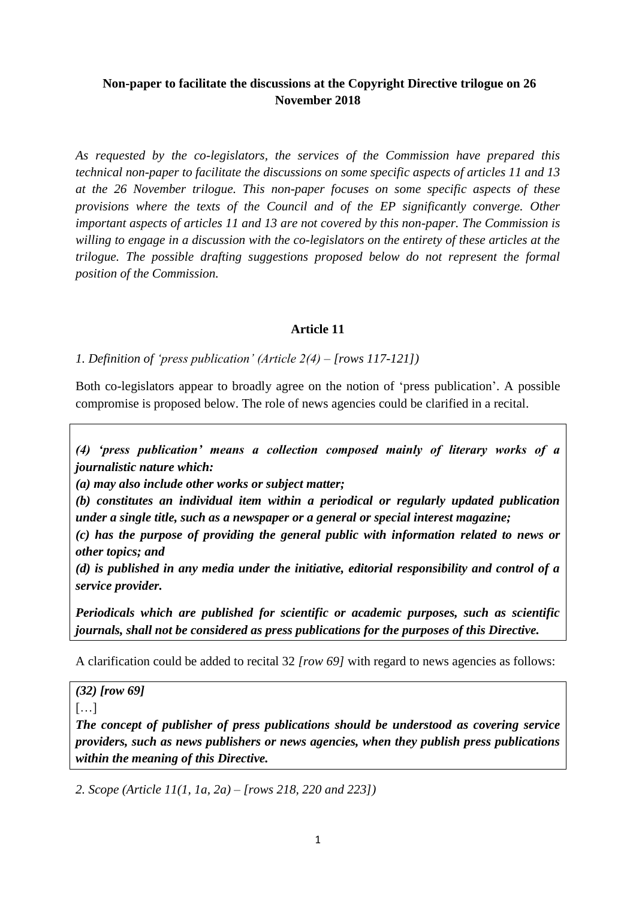**Non-paper to facilitate the discussions at the Copyright Directive trilogue on 26 November 2018**

*As requested by the co-legislators, the services of the Commission have prepared this technical non-paper to facilitate the discussions on some specific aspects of articles 11 and 13 at the 26 November trilogue. This non-paper focuses on some specific aspects of these provisions where the texts of the Council and of the EP significantly converge. Other important aspects of articles 11 and 13 are not covered by this non-paper. The Commission is willing to engage in a discussion with the co-legislators on the entirety of these articles at the trilogue. The possible drafting suggestions proposed below do not represent the formal position of the Commission.*

## Article 11

*1. Definition of 'press publication' (Article 2(4) – [rows 117-121])*

Both co-legislators appear to broadly agree on the notion of 'press publication'. A possible compromise is proposed below. The role of news agencies could be clarified in a recital.

> ***(4) 'press publication' means a collection composed mainly of literary works of a journalistic nature which:***
> ***(a) may also include other works or subject matter;***
> ***(b) constitutes an individual item within a periodical or regularly updated publication under a single title, such as a newspaper or a general or special interest magazine;***
> ***(c) has the purpose of providing the general public with information related to news or other topics; and***
> ***(d) is published in any media under the initiative, editorial responsibility and control of a service provider.***
>
> ***Periodicals which are published for scientific or academic purposes, such as scientific journals, shall not be considered as press publications for the purposes of this Directive.***

A clarification could be added to recital 32 *[row 69]* with regard to news agencies as follows:

> ***(32) [row 69]***
> […]
> ***The concept of publisher of press publications should be understood as covering service providers, such as news publishers or news agencies, when they publish press publications within the meaning of this Directive.***

*2. Scope (Article 11(1, 1a, 2a) – [rows 218, 220 and 223])*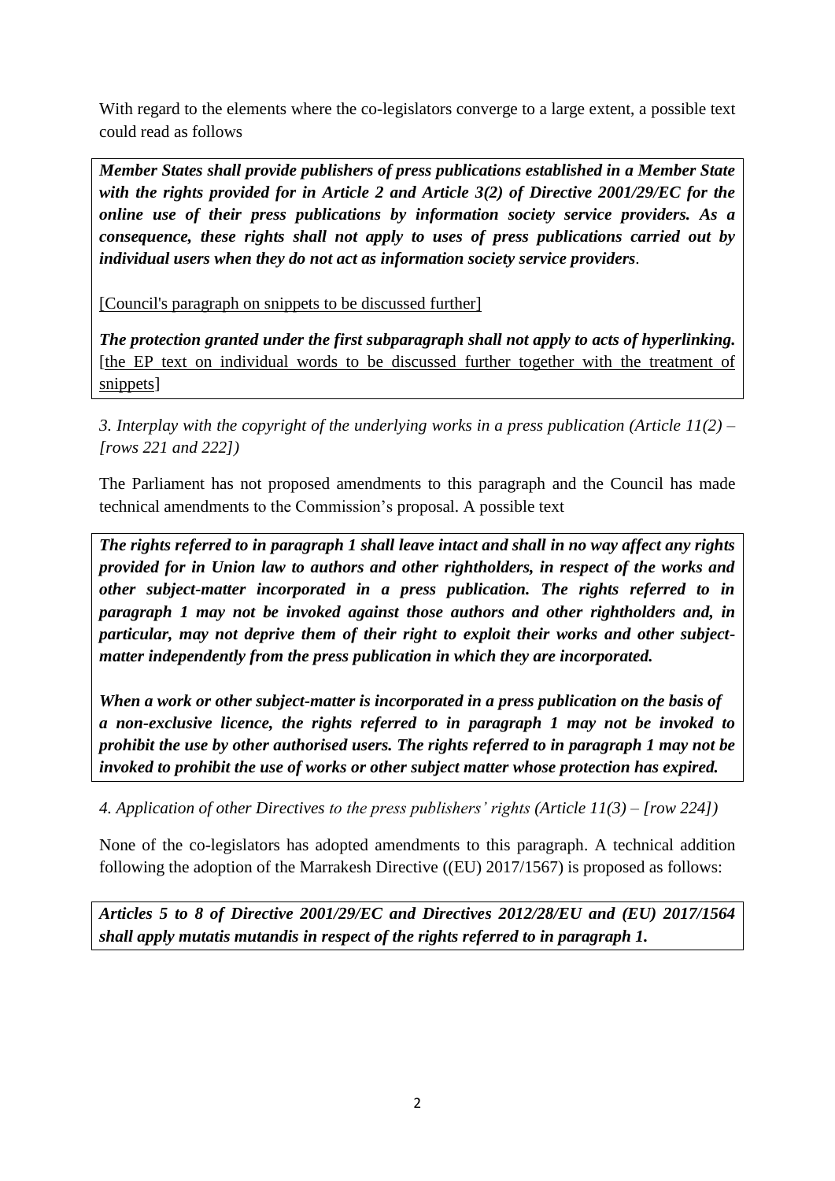With regard to the elements where the co-legislators converge to a large extent, a possible text could read as follows

> ***Member States shall provide publishers of press publications established in a Member State with the rights provided for in Article 2 and Article 3(2) of Directive 2001/29/EC for the online use of their press publications by information society service providers. As a consequence, these rights shall not apply to uses of press publications carried out by individual users when they do not act as information society service providers*.**
>
> [Council's paragraph on snippets to be discussed further]
>
> ***The protection granted under the first subparagraph shall not apply to acts of hyperlinking.*** [the EP text on individual words to be discussed further together with the treatment of snippets]

*3. Interplay with the copyright of the underlying works in a press publication (Article 11(2) – [rows 221 and 222])*

The Parliament has not proposed amendments to this paragraph and the Council has made technical amendments to the Commission's proposal. A possible text

> ***The rights referred to in paragraph 1 shall leave intact and shall in no way affect any rights provided for in Union law to authors and other rightholders, in respect of the works and other subject-matter incorporated in a press publication. The rights referred to in paragraph 1 may not be invoked against those authors and other rightholders and, in particular, may not deprive them of their right to exploit their works and other subject-matter independently from the press publication in which they are incorporated.***
>
> ***When a work or other subject-matter is incorporated in a press publication on the basis of a non-exclusive licence, the rights referred to in paragraph 1 may not be invoked to prohibit the use by other authorised users. The rights referred to in paragraph 1 may not be invoked to prohibit the use of works or other subject matter whose protection has expired.***

*4. Application of other Directives to the press publishers' rights (Article 11(3) – [row 224])*

None of the co-legislators has adopted amendments to this paragraph. A technical addition following the adoption of the Marrakesh Directive ((EU) 2017/1567) is proposed as follows:

> ***Articles 5 to 8 of Directive 2001/29/EC and Directives 2012/28/EU and (EU) 2017/1564 shall apply mutatis mutandis in respect of the rights referred to in paragraph 1.***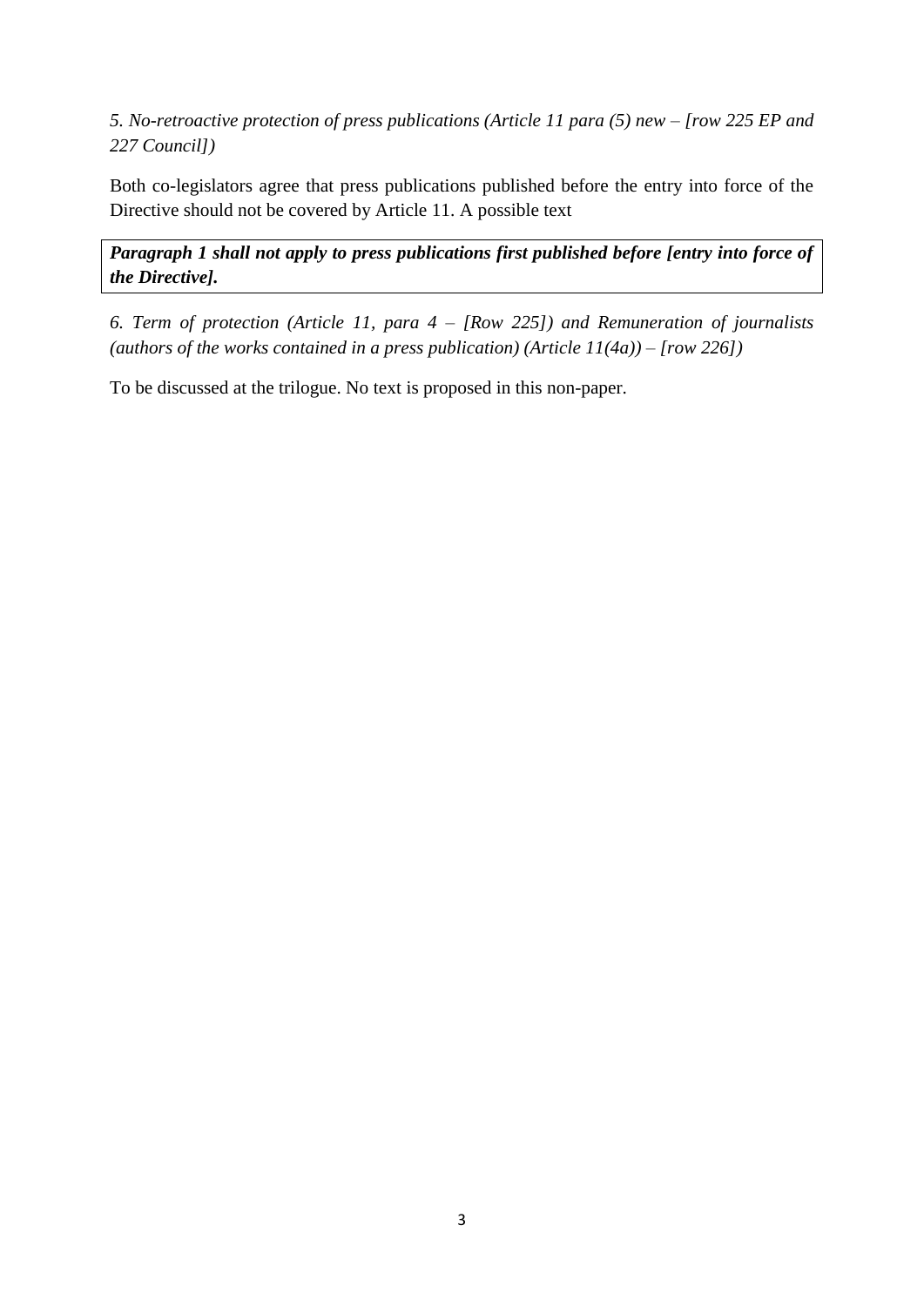*5. No-retroactive protection of press publications (Article 11 para (5) new – [row 225 EP and 227 Council])*

Both co-legislators agree that press publications published before the entry into force of the Directive should not be covered by Article 11. A possible text

***Paragraph 1 shall not apply to press publications first published before [entry into force of the Directive].***

*6. Term of protection (Article 11, para 4 – [Row 225]) and Remuneration of journalists (authors of the works contained in a press publication) (Article 11(4a)) – [row 226])*

To be discussed at the trilogue. No text is proposed in this non-paper.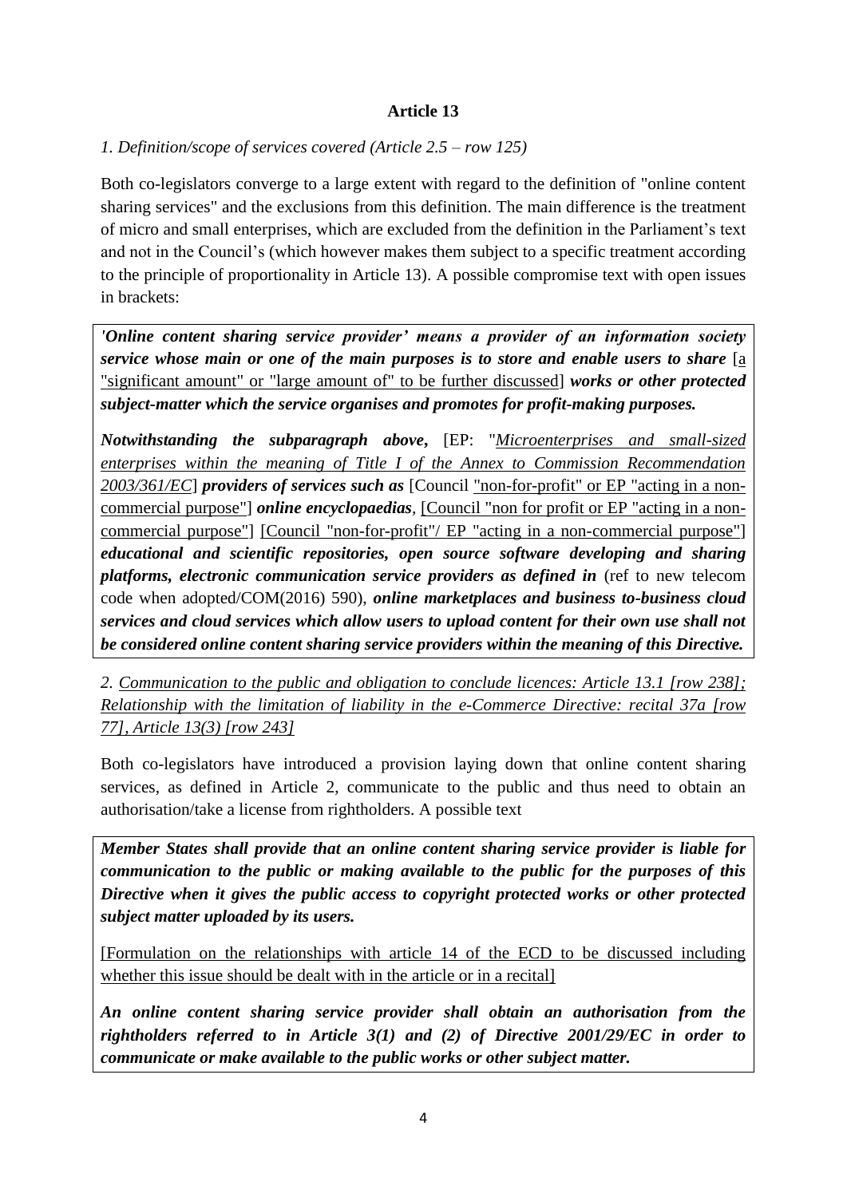## Article 13

*1. Definition/scope of services covered (Article 2.5 – row 125)*

Both co-legislators converge to a large extent with regard to the definition of "online content sharing services" and the exclusions from this definition. The main difference is the treatment of micro and small enterprises, which are excluded from the definition in the Parliament's text and not in the Council's (which however makes them subject to a specific treatment according to the principle of proportionality in Article 13). A possible compromise text with open issues in brackets:

> ***'Online content sharing service provider' means a provider of an information society service whose main or one of the main purposes is to store and enable users to share*** [a "significant amount" or "large amount of" to be further discussed] ***works or other protected subject-matter which the service organises and promotes for profit-making purposes.***
>
> ***Notwithstanding the subparagraph above,*** [EP: "*Microenterprises and small-sized enterprises within the meaning of Title I of the Annex to Commission Recommendation 2003/361/EC*"] ***providers of services such as*** [Council "non-for-profit" or EP "acting in a non-commercial purpose"] ***online encyclopaedias***, [Council "non for profit or EP "acting in a non-commercial purpose"] [Council "non-for-profit"/ EP "acting in a non-commercial purpose"] ***educational and scientific repositories, open source software developing and sharing platforms, electronic communication service providers as defined in*** (ref to new telecom code when adopted/COM(2016) 590), ***online marketplaces and business to-business cloud services and cloud services which allow users to upload content for their own use shall not be considered online content sharing service providers within the meaning of this Directive.***

*2. Communication to the public and obligation to conclude licences: Article 13.1 [row 238]; Relationship with the limitation of liability in the e-Commerce Directive: recital 37a [row 77], Article 13(3) [row 243]*

Both co-legislators have introduced a provision laying down that online content sharing services, as defined in Article 2, communicate to the public and thus need to obtain an authorisation/take a license from rightholders. A possible text

> ***Member States shall provide that an online content sharing service provider is liable for communication to the public or making available to the public for the purposes of this Directive when it gives the public access to copyright protected works or other protected subject matter uploaded by its users.***
>
> [Formulation on the relationships with article 14 of the ECD to be discussed including whether this issue should be dealt with in the article or in a recital]
>
> ***An online content sharing service provider shall obtain an authorisation from the rightholders referred to in Article 3(1) and (2) of Directive 2001/29/EC in order to communicate or make available to the public works or other subject matter.***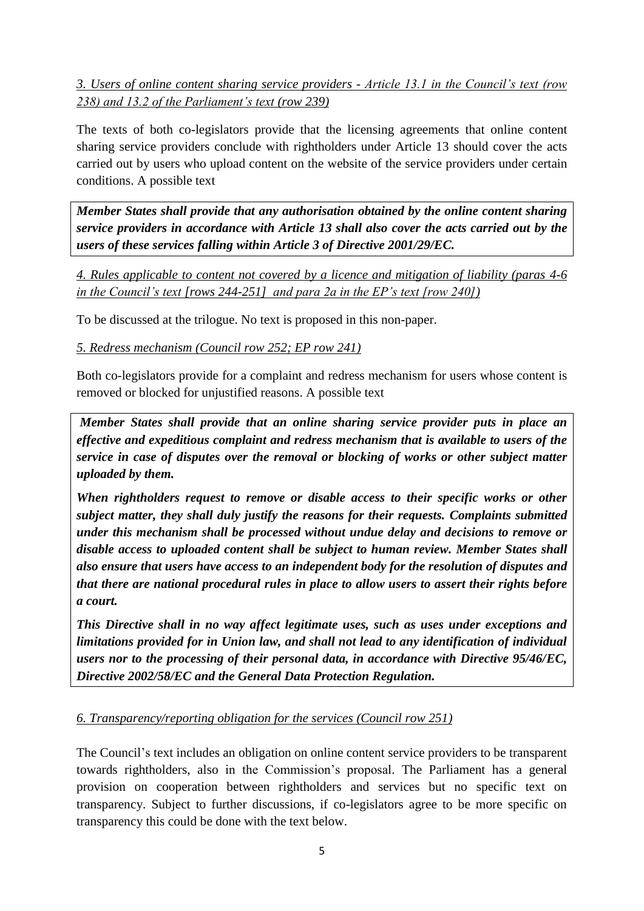*3. Users of online content sharing service providers - Article 13.1 in the Council's text (row 238) and 13.2 of the Parliament's text (row 239)*

The texts of both co-legislators provide that the licensing agreements that online content sharing service providers conclude with rightholders under Article 13 should cover the acts carried out by users who upload content on the website of the service providers under certain conditions. A possible text

> ***Member States shall provide that any authorisation obtained by the online content sharing service providers in accordance with Article 13 shall also cover the acts carried out by the users of these services falling within Article 3 of Directive 2001/29/EC.***

*4. Rules applicable to content not covered by a licence and mitigation of liability (paras 4-6 in the Council's text [rows 244-251] and para 2a in the EP's text [row 240])*

To be discussed at the trilogue. No text is proposed in this non-paper.

*5. Redress mechanism (Council row 252; EP row 241)*

Both co-legislators provide for a complaint and redress mechanism for users whose content is removed or blocked for unjustified reasons. A possible text

> ***Member States shall provide that an online sharing service provider puts in place an effective and expeditious complaint and redress mechanism that is available to users of the service in case of disputes over the removal or blocking of works or other subject matter uploaded by them.***
>
> ***When rightholders request to remove or disable access to their specific works or other subject matter, they shall duly justify the reasons for their requests. Complaints submitted under this mechanism shall be processed without undue delay and decisions to remove or disable access to uploaded content shall be subject to human review. Member States shall also ensure that users have access to an independent body for the resolution of disputes and that there are national procedural rules in place to allow users to assert their rights before a court.***
>
> ***This Directive shall in no way affect legitimate uses, such as uses under exceptions and limitations provided for in Union law, and shall not lead to any identification of individual users nor to the processing of their personal data, in accordance with Directive 95/46/EC, Directive 2002/58/EC and the General Data Protection Regulation.***

*6. Transparency/reporting obligation for the services (Council row 251)*

The Council's text includes an obligation on online content service providers to be transparent towards rightholders, also in the Commission's proposal. The Parliament has a general provision on cooperation between rightholders and services but no specific text on transparency. Subject to further discussions, if co-legislators agree to be more specific on transparency this could be done with the text below.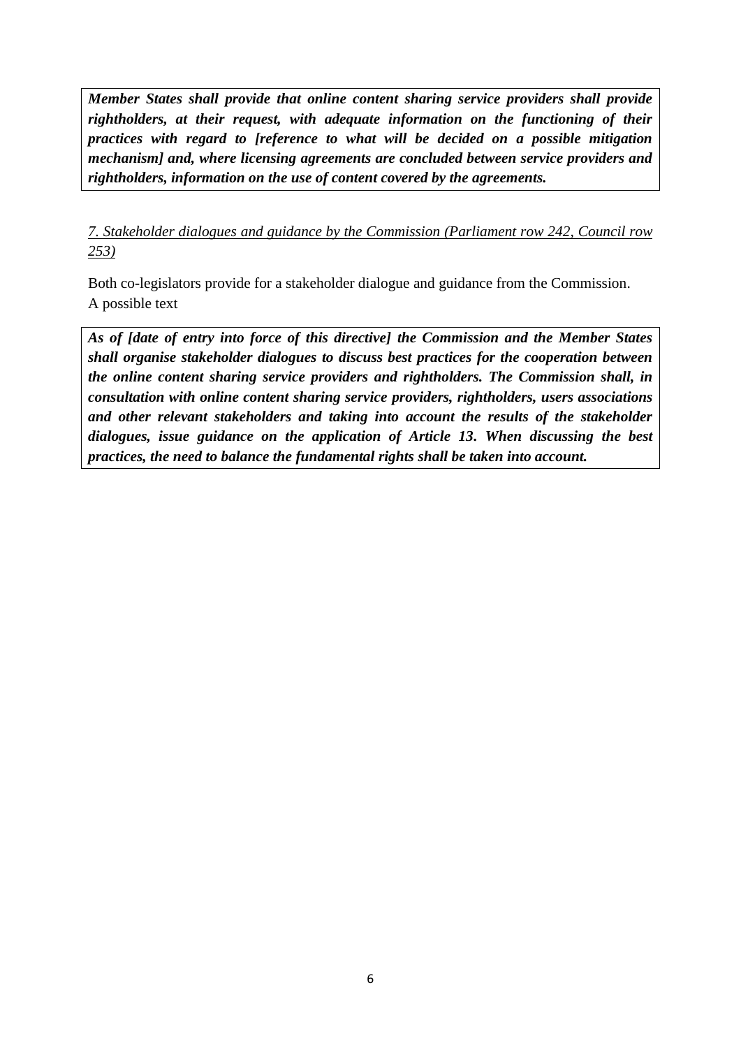***Member States shall provide that online content sharing service providers shall provide rightholders, at their request, with adequate information on the functioning of their practices with regard to [reference to what will be decided on a possible mitigation mechanism] and, where licensing agreements are concluded between service providers and rightholders, information on the use of content covered by the agreements.***

*7. Stakeholder dialogues and guidance by the Commission (Parliament row 242, Council row 253)*

Both co-legislators provide for a stakeholder dialogue and guidance from the Commission. A possible text

***As of [date of entry into force of this directive] the Commission and the Member States shall organise stakeholder dialogues to discuss best practices for the cooperation between the online content sharing service providers and rightholders. The Commission shall, in consultation with online content sharing service providers, rightholders, users associations and other relevant stakeholders and taking into account the results of the stakeholder dialogues, issue guidance on the application of Article 13. When discussing the best practices, the need to balance the fundamental rights shall be taken into account.***